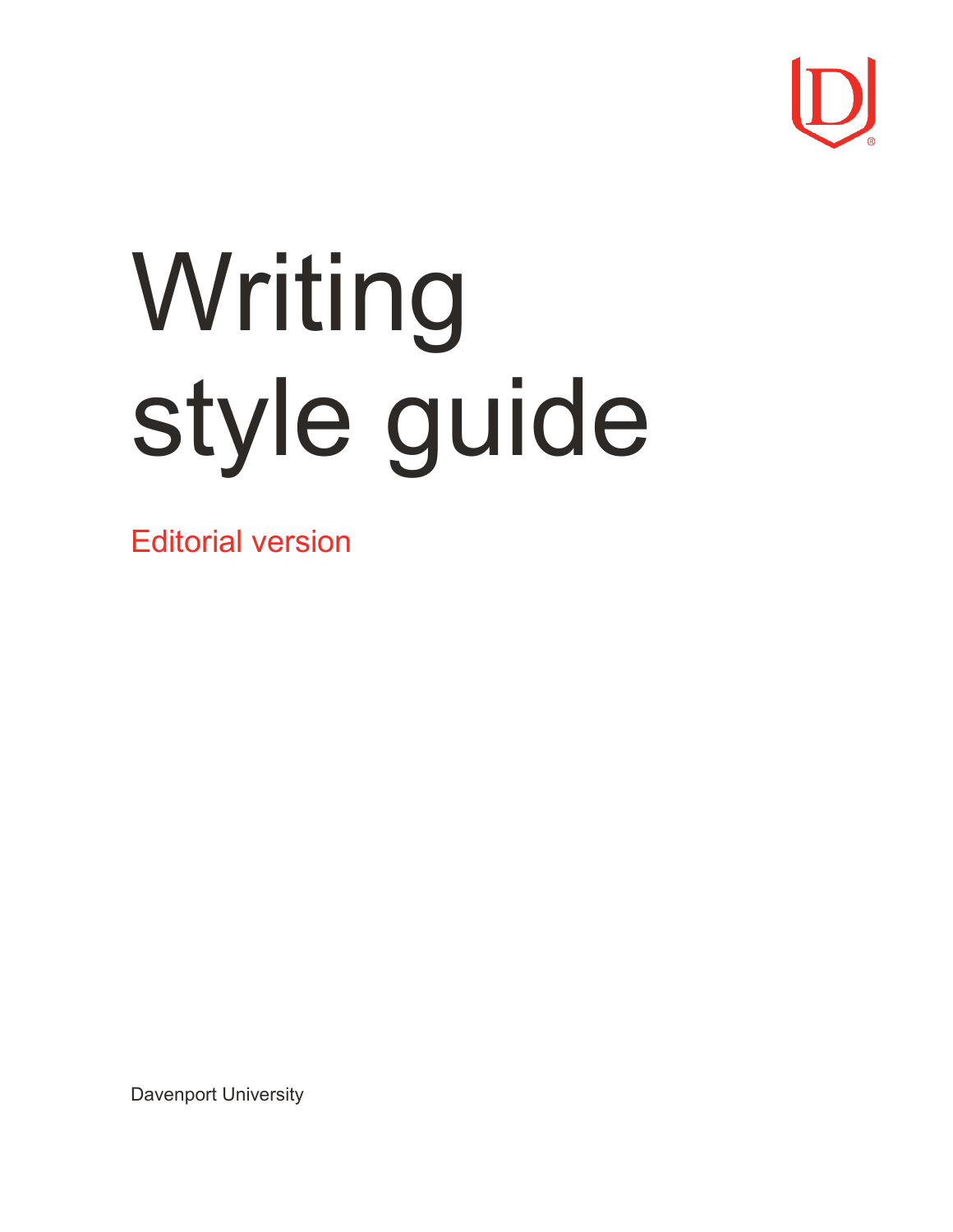# Writing style guide

Editorial version

Davenport University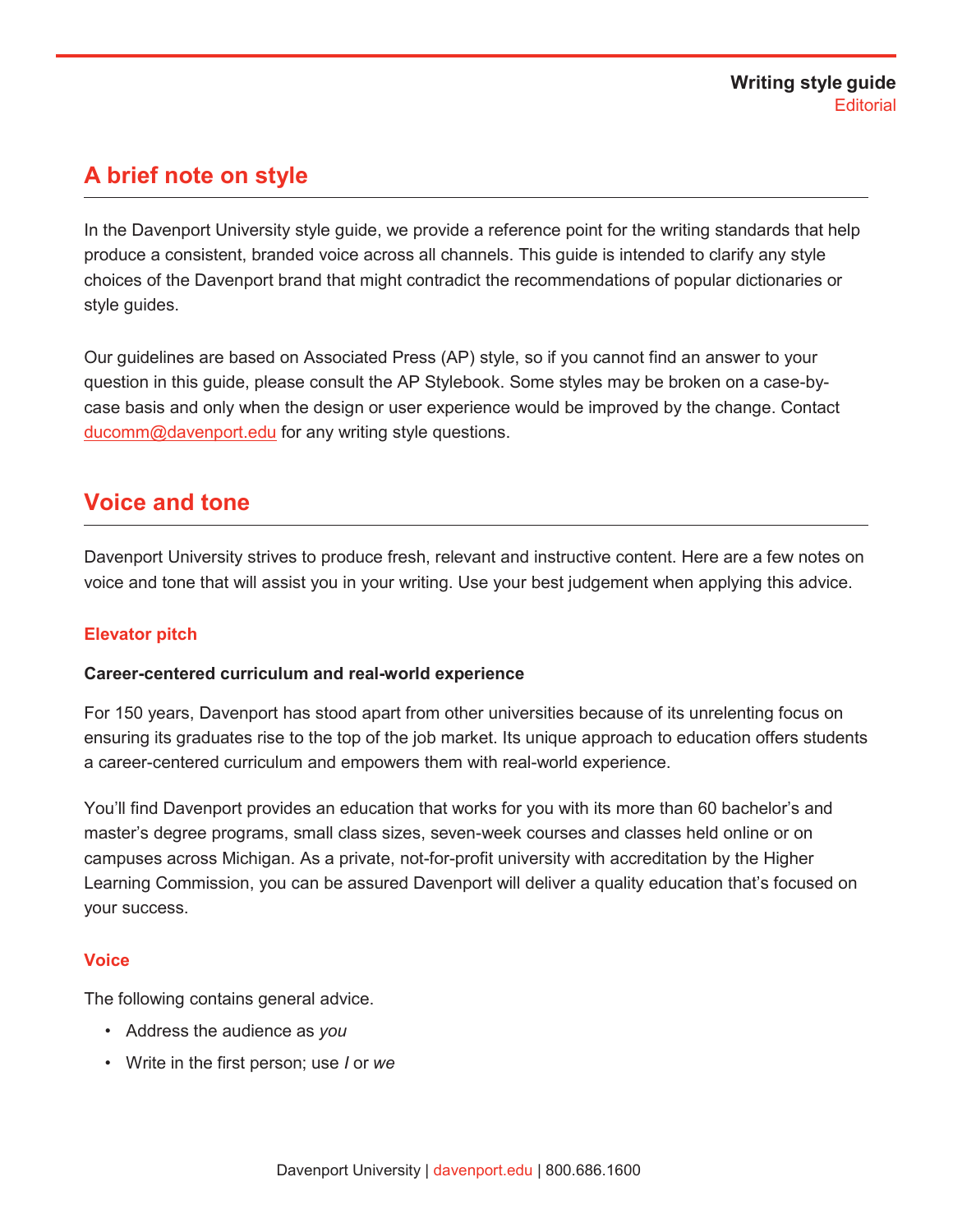## A brief note on style

In the Davenport University style guide, we provide a reference point for the writing standards that help produce a consistent, branded voice across all channels. This guide is intended to clarify any style choices of the Davenport brand that might contradict the recommendations of popular dictionaries or style guides.

Our guidelines are based on Associated Press (AP) style, so if you cannot find an answer to your question in this guide, please consult the AP Stylebook. Some styles may be broken on a case-by-case basis and only when the design or user experience would be improved by the change. Contact ducomm@davenport.edu for any writing style questions.

## Voice and tone

Davenport University strives to produce fresh, relevant and instructive content. Here are a few notes on voice and tone that will assist you in your writing. Use your best judgement when applying this advice.

### Elevator pitch

**Career-centered curriculum and real-world experience**

For 150 years, Davenport has stood apart from other universities because of its unrelenting focus on ensuring its graduates rise to the top of the job market. Its unique approach to education offers students a career-centered curriculum and empowers them with real-world experience.

You'll find Davenport provides an education that works for you with its more than 60 bachelor's and master's degree programs, small class sizes, seven-week courses and classes held online or on campuses across Michigan. As a private, not-for-profit university with accreditation by the Higher Learning Commission, you can be assured Davenport will deliver a quality education that's focused on your success.

### Voice

The following contains general advice.

- Address the audience as *you*
- Write in the first person; use *I* or *we*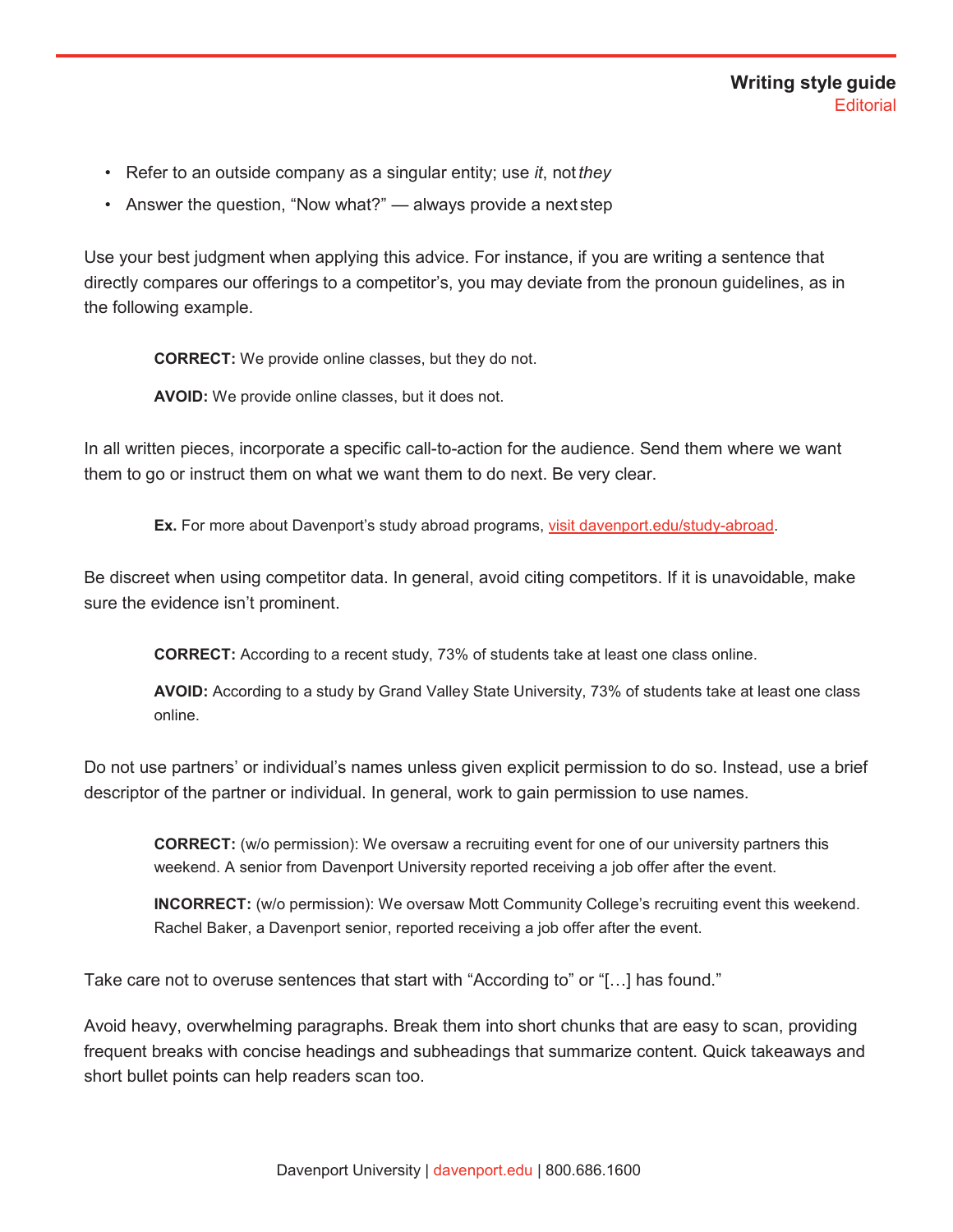- Refer to an outside company as a singular entity; use *it*, not *they*
- Answer the question, "Now what?" — always provide a next step

Use your best judgment when applying this advice. For instance, if you are writing a sentence that directly compares our offerings to a competitor's, you may deviate from the pronoun guidelines, as in the following example.

> **CORRECT:** We provide online classes, but they do not.
>
> **AVOID:** We provide online classes, but it does not.

In all written pieces, incorporate a specific call-to-action for the audience. Send them where we want them to go or instruct them on what we want them to do next. Be very clear.

> **Ex.** For more about Davenport's study abroad programs, [visit davenport.edu/study-abroad](davenport.edu/study-abroad).

Be discreet when using competitor data. In general, avoid citing competitors. If it is unavoidable, make sure the evidence isn't prominent.

> **CORRECT:** According to a recent study, 73% of students take at least one class online.
>
> **AVOID:** According to a study by Grand Valley State University, 73% of students take at least one class online.

Do not use partners' or individual's names unless given explicit permission to do so. Instead, use a brief descriptor of the partner or individual. In general, work to gain permission to use names.

> **CORRECT:** (w/o permission): We oversaw a recruiting event for one of our university partners this weekend. A senior from Davenport University reported receiving a job offer after the event.
>
> **INCORRECT:** (w/o permission): We oversaw Mott Community College's recruiting event this weekend. Rachel Baker, a Davenport senior, reported receiving a job offer after the event.

Take care not to overuse sentences that start with "According to" or "[…] has found."

Avoid heavy, overwhelming paragraphs. Break them into short chunks that are easy to scan, providing frequent breaks with concise headings and subheadings that summarize content. Quick takeaways and short bullet points can help readers scan too.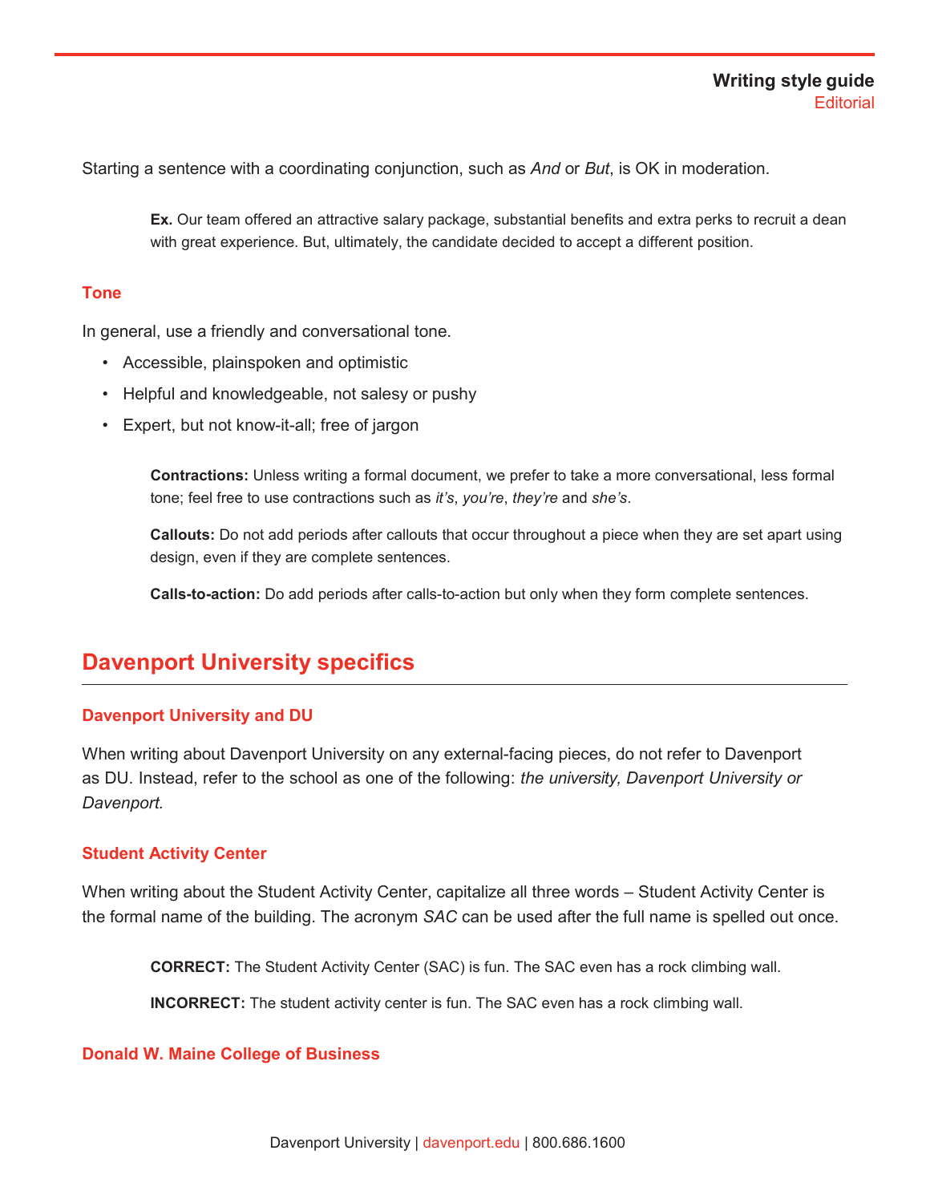Starting a sentence with a coordinating conjunction, such as *And* or *But*, is OK in moderation.

> **Ex.** Our team offered an attractive salary package, substantial benefits and extra perks to recruit a dean with great experience. But, ultimately, the candidate decided to accept a different position.

### Tone

In general, use a friendly and conversational tone.

- Accessible, plainspoken and optimistic
- Helpful and knowledgeable, not salesy or pushy
- Expert, but not know-it-all; free of jargon

> **Contractions:** Unless writing a formal document, we prefer to take a more conversational, less formal tone; feel free to use contractions such as *it's*, *you're*, *they're* and *she's*.
>
> **Callouts:** Do not add periods after callouts that occur throughout a piece when they are set apart using design, even if they are complete sentences.
>
> **Calls-to-action:** Do add periods after calls-to-action but only when they form complete sentences.

## Davenport University specifics

### Davenport University and DU

When writing about Davenport University on any external-facing pieces, do not refer to Davenport as DU. Instead, refer to the school as one of the following: *the university, Davenport University or Davenport.*

### Student Activity Center

When writing about the Student Activity Center, capitalize all three words – Student Activity Center is the formal name of the building. The acronym *SAC* can be used after the full name is spelled out once.

> **CORRECT:** The Student Activity Center (SAC) is fun. The SAC even has a rock climbing wall.
>
> **INCORRECT:** The student activity center is fun. The SAC even has a rock climbing wall.

### Donald W. Maine College of Business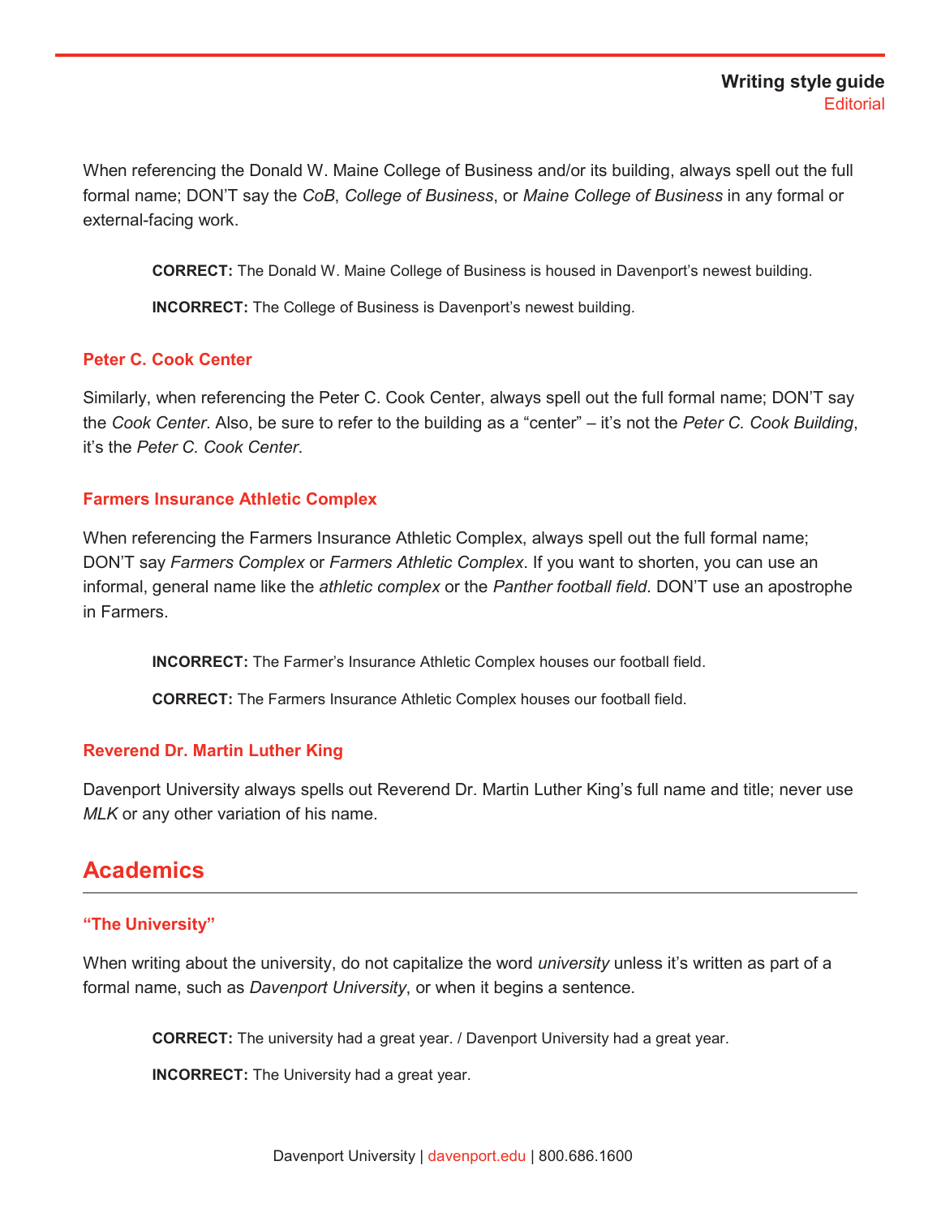When referencing the Donald W. Maine College of Business and/or its building, always spell out the full formal name; DON'T say the *CoB*, *College of Business*, or *Maine College of Business* in any formal or external-facing work.

> **CORRECT:** The Donald W. Maine College of Business is housed in Davenport's newest building.
>
> **INCORRECT:** The College of Business is Davenport's newest building.

### Peter C. Cook Center

Similarly, when referencing the Peter C. Cook Center, always spell out the full formal name; DON'T say the *Cook Center*. Also, be sure to refer to the building as a "center" – it's not the *Peter C. Cook Building*, it's the *Peter C. Cook Center*.

### Farmers Insurance Athletic Complex

When referencing the Farmers Insurance Athletic Complex, always spell out the full formal name; DON'T say *Farmers Complex* or *Farmers Athletic Complex*. If you want to shorten, you can use an informal, general name like the *athletic complex* or the *Panther football field*. DON'T use an apostrophe in Farmers.

> **INCORRECT:** The Farmer's Insurance Athletic Complex houses our football field.
>
> **CORRECT:** The Farmers Insurance Athletic Complex houses our football field.

### Reverend Dr. Martin Luther King

Davenport University always spells out Reverend Dr. Martin Luther King's full name and title; never use *MLK* or any other variation of his name.

## Academics

### "The University"

When writing about the university, do not capitalize the word *university* unless it's written as part of a formal name, such as *Davenport University*, or when it begins a sentence.

> **CORRECT:** The university had a great year. / Davenport University had a great year.
>
> **INCORRECT:** The University had a great year.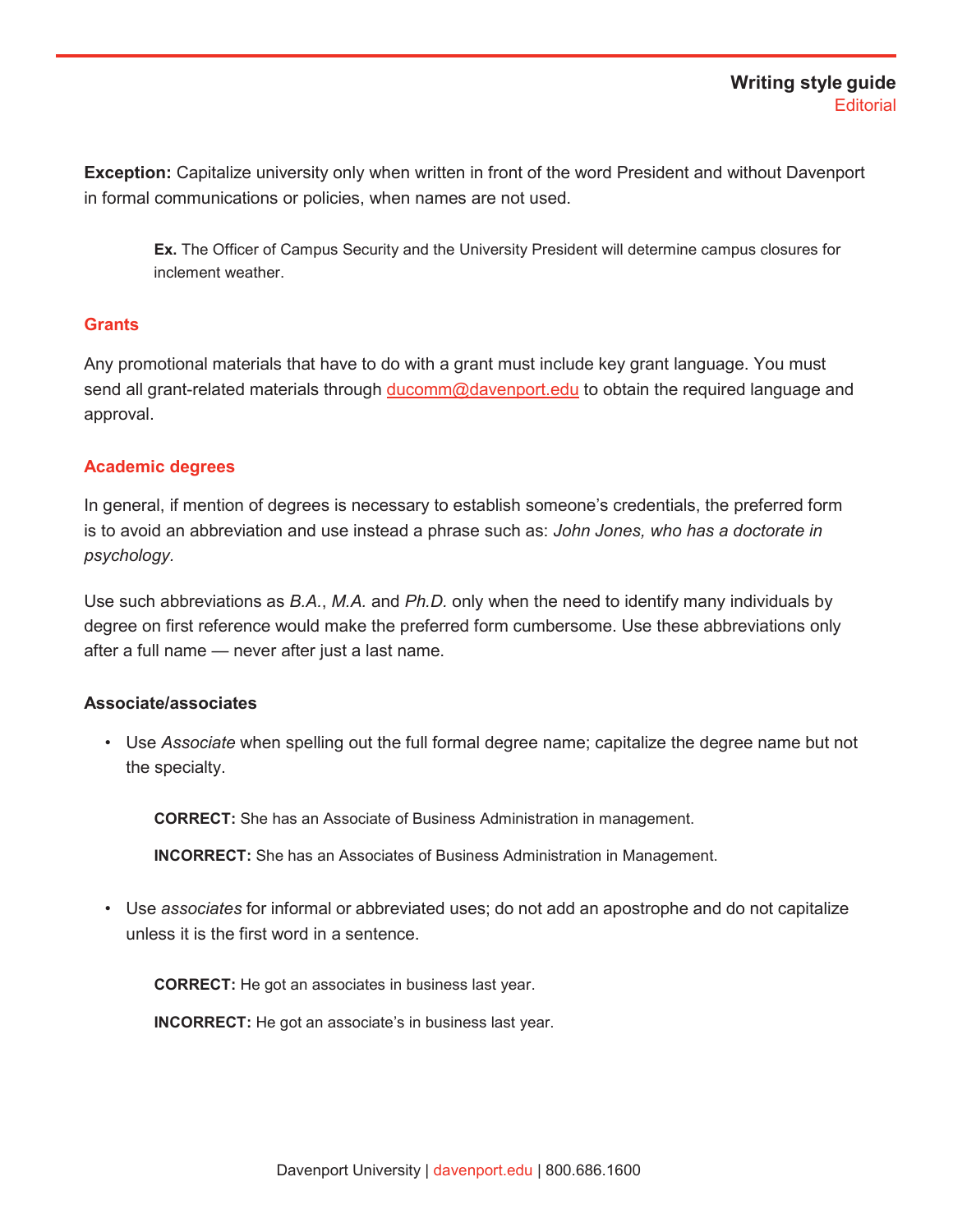**Exception:** Capitalize university only when written in front of the word President and without Davenport in formal communications or policies, when names are not used.

> **Ex.** The Officer of Campus Security and the University President will determine campus closures for inclement weather.

## Grants

Any promotional materials that have to do with a grant must include key grant language. You must send all grant-related materials through ducomm@davenport.edu to obtain the required language and approval.

## Academic degrees

In general, if mention of degrees is necessary to establish someone's credentials, the preferred form is to avoid an abbreviation and use instead a phrase such as: *John Jones, who has a doctorate in psychology*.

Use such abbreviations as *B.A.*, *M.A.* and *Ph.D.* only when the need to identify many individuals by degree on first reference would make the preferred form cumbersome. Use these abbreviations only after a full name — never after just a last name.

### Associate/associates

- Use *Associate* when spelling out the full formal degree name; capitalize the degree name but not the specialty.

  **CORRECT:** She has an Associate of Business Administration in management.

  **INCORRECT:** She has an Associates of Business Administration in Management.

- Use *associates* for informal or abbreviated uses; do not add an apostrophe and do not capitalize unless it is the first word in a sentence.

  **CORRECT:** He got an associates in business last year.

  **INCORRECT:** He got an associate's in business last year.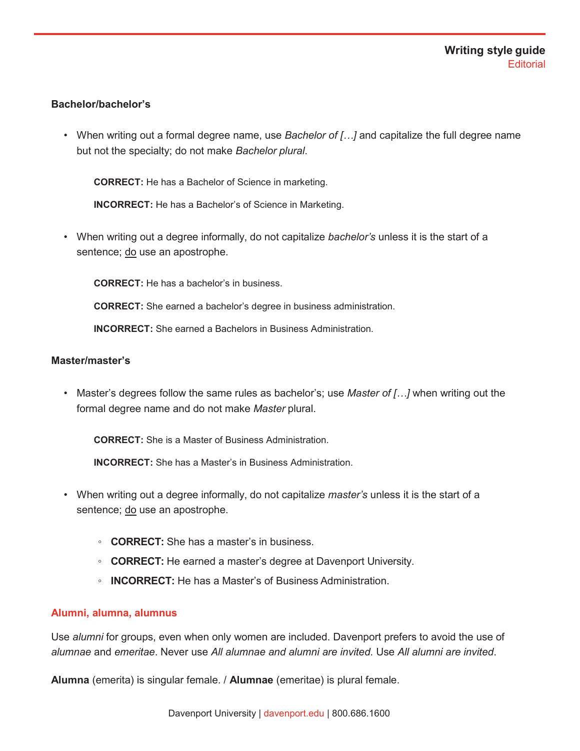### Bachelor/bachelor's

- When writing out a formal degree name, use *Bachelor of […]* and capitalize the full degree name but not the specialty; do not make *Bachelor plural*.

  **CORRECT:** He has a Bachelor of Science in marketing.

  **INCORRECT:** He has a Bachelor's of Science in Marketing.

- When writing out a degree informally, do not capitalize *bachelor's* unless it is the start of a sentence; <u>do</u> use an apostrophe.

  **CORRECT:** He has a bachelor's in business.

  **CORRECT:** She earned a bachelor's degree in business administration.

  **INCORRECT:** She earned a Bachelors in Business Administration.

### Master/master's

- Master's degrees follow the same rules as bachelor's; use *Master of […]* when writing out the formal degree name and do not make *Master* plural.

  **CORRECT:** She is a Master of Business Administration.

  **INCORRECT:** She has a Master's in Business Administration.

- When writing out a degree informally, do not capitalize *master's* unless it is the start of a sentence; <u>do</u> use an apostrophe.
  - **CORRECT:** She has a master's in business.
  - **CORRECT:** He earned a master's degree at Davenport University.
  - **INCORRECT:** He has a Master's of Business Administration.

### Alumni, alumna, alumnus

Use *alumni* for groups, even when only women are included. Davenport prefers to avoid the use of *alumnae* and *emeritae*. Never use *All alumnae and alumni are invited*. Use *All alumni are invited*.

**Alumna** (emerita) is singular female. / **Alumnae** (emeritae) is plural female.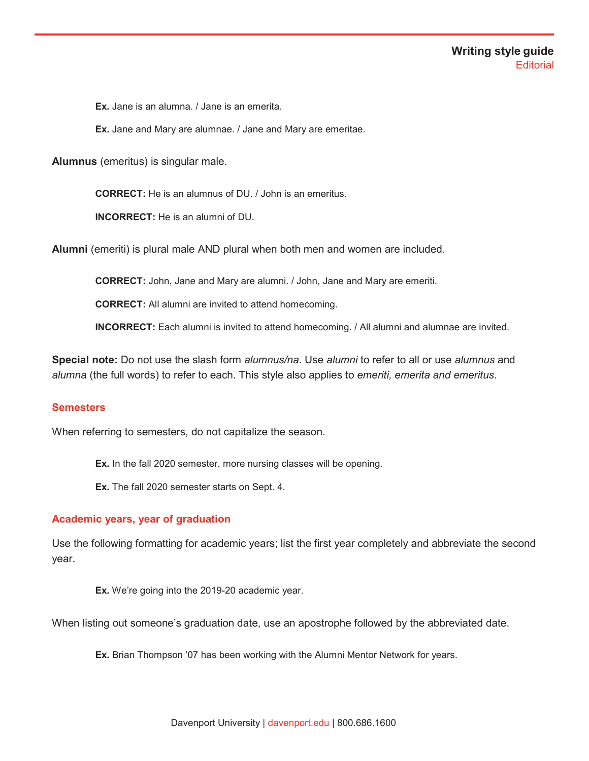**Ex.** Jane is an alumna. / Jane is an emerita.

**Ex.** Jane and Mary are alumnae. / Jane and Mary are emeritae.

**Alumnus** (emeritus) is singular male.

**CORRECT:** He is an alumnus of DU. / John is an emeritus.

**INCORRECT:** He is an alumni of DU.

**Alumni** (emeriti) is plural male AND plural when both men and women are included.

**CORRECT:** John, Jane and Mary are alumni. / John, Jane and Mary are emeriti.

**CORRECT:** All alumni are invited to attend homecoming.

**INCORRECT:** Each alumni is invited to attend homecoming. / All alumni and alumnae are invited.

**Special note:** Do not use the slash form *alumnus/na*. Use *alumni* to refer to all or use *alumnus* and *alumna* (the full words) to refer to each. This style also applies to *emeriti, emerita and emeritus*.

### Semesters

When referring to semesters, do not capitalize the season.

**Ex.** In the fall 2020 semester, more nursing classes will be opening.

**Ex.** The fall 2020 semester starts on Sept. 4.

### Academic years, year of graduation

Use the following formatting for academic years; list the first year completely and abbreviate the second year.

**Ex.** We're going into the 2019-20 academic year.

When listing out someone's graduation date, use an apostrophe followed by the abbreviated date.

**Ex.** Brian Thompson '07 has been working with the Alumni Mentor Network for years.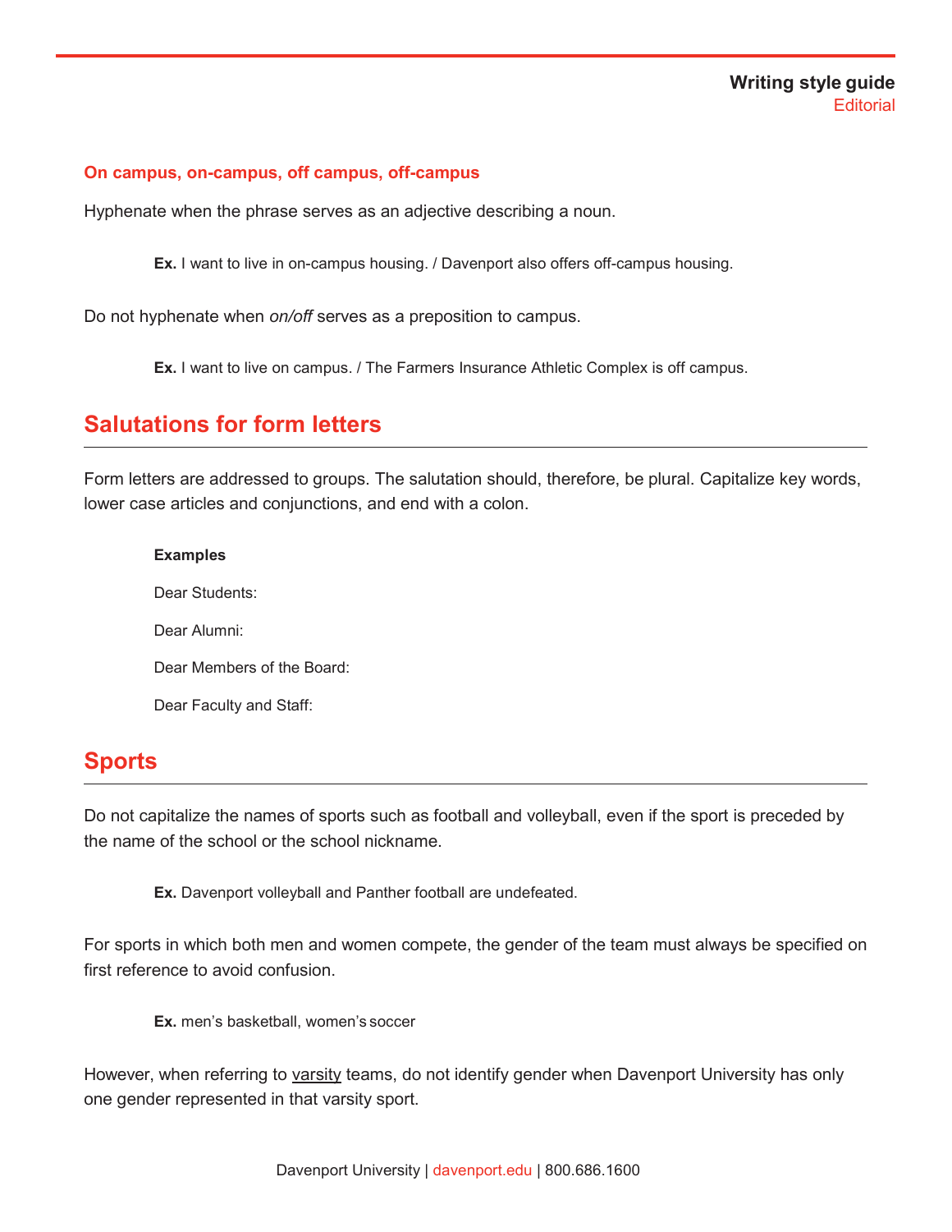### On campus, on-campus, off campus, off-campus

Hyphenate when the phrase serves as an adjective describing a noun.

> **Ex.** I want to live in on-campus housing. / Davenport also offers off-campus housing.

Do not hyphenate when *on/off* serves as a preposition to campus.

> **Ex.** I want to live on campus. / The Farmers Insurance Athletic Complex is off campus.

## Salutations for form letters

Form letters are addressed to groups. The salutation should, therefore, be plural. Capitalize key words, lower case articles and conjunctions, and end with a colon.

> **Examples**
>
> Dear Students:
>
> Dear Alumni:
>
> Dear Members of the Board:
>
> Dear Faculty and Staff:

## Sports

Do not capitalize the names of sports such as football and volleyball, even if the sport is preceded by the name of the school or the school nickname.

> **Ex.** Davenport volleyball and Panther football are undefeated.

For sports in which both men and women compete, the gender of the team must always be specified on first reference to avoid confusion.

> **Ex.** men's basketball, women's soccer

However, when referring to <u>varsity</u> teams, do not identify gender when Davenport University has only one gender represented in that varsity sport.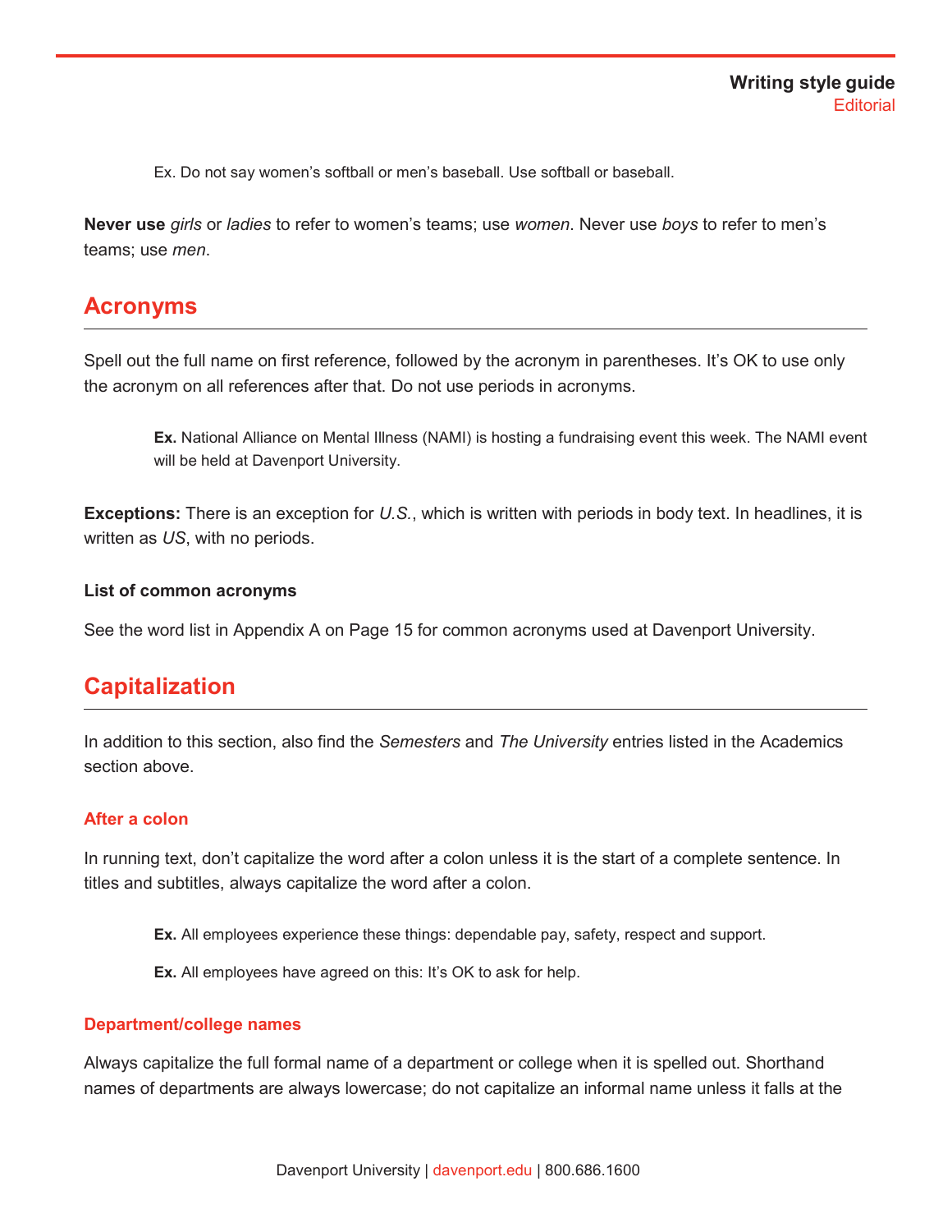Ex. Do not say women's softball or men's baseball. Use softball or baseball.

**Never use** *girls* or *ladies* to refer to women's teams; use *women*. Never use *boys* to refer to men's teams; use *men*.

## Acronyms

Spell out the full name on first reference, followed by the acronym in parentheses. It's OK to use only the acronym on all references after that. Do not use periods in acronyms.

> **Ex.** National Alliance on Mental Illness (NAMI) is hosting a fundraising event this week. The NAMI event will be held at Davenport University.

**Exceptions:** There is an exception for *U.S.*, which is written with periods in body text. In headlines, it is written as *US*, with no periods.

### List of common acronyms

See the word list in Appendix A on Page 15 for common acronyms used at Davenport University.

## Capitalization

In addition to this section, also find the *Semesters* and *The University* entries listed in the Academics section above.

### After a colon

In running text, don't capitalize the word after a colon unless it is the start of a complete sentence. In titles and subtitles, always capitalize the word after a colon.

> **Ex.** All employees experience these things: dependable pay, safety, respect and support.

> **Ex.** All employees have agreed on this: It's OK to ask for help.

### Department/college names

Always capitalize the full formal name of a department or college when it is spelled out. Shorthand names of departments are always lowercase; do not capitalize an informal name unless it falls at the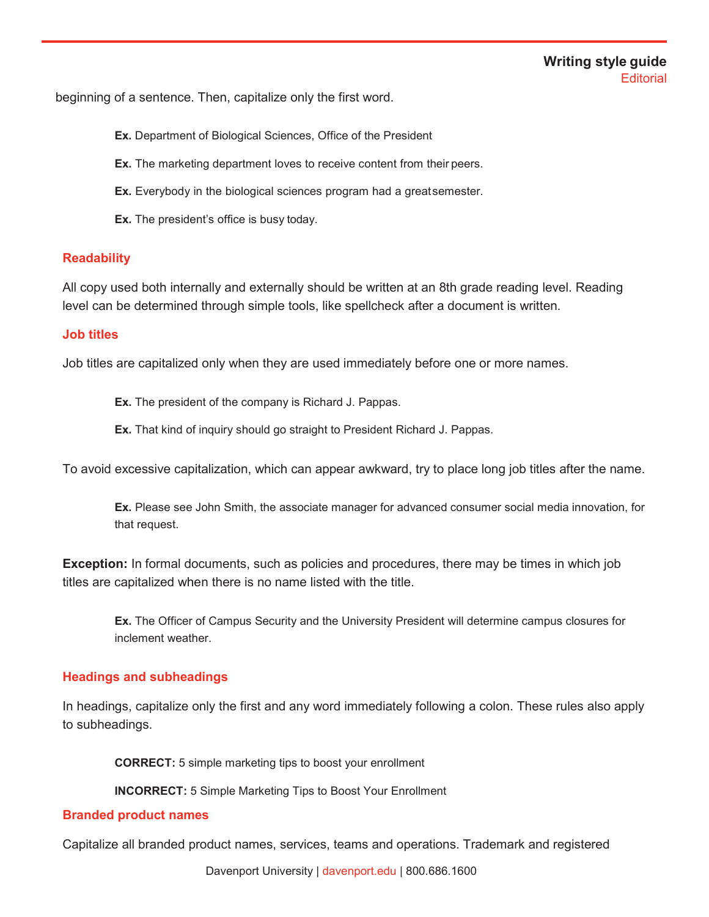beginning of a sentence. Then, capitalize only the first word.

> **Ex.** Department of Biological Sciences, Office of the President
>
> **Ex.** The marketing department loves to receive content from their peers.
>
> **Ex.** Everybody in the biological sciences program had a great semester.
>
> **Ex.** The president's office is busy today.

### Readability

All copy used both internally and externally should be written at an 8th grade reading level. Reading level can be determined through simple tools, like spellcheck after a document is written.

### Job titles

Job titles are capitalized only when they are used immediately before one or more names.

> **Ex.** The president of the company is Richard J. Pappas.
>
> **Ex.** That kind of inquiry should go straight to President Richard J. Pappas.

To avoid excessive capitalization, which can appear awkward, try to place long job titles after the name.

> **Ex.** Please see John Smith, the associate manager for advanced consumer social media innovation, for that request.

**Exception:** In formal documents, such as policies and procedures, there may be times in which job titles are capitalized when there is no name listed with the title.

> **Ex.** The Officer of Campus Security and the University President will determine campus closures for inclement weather.

### Headings and subheadings

In headings, capitalize only the first and any word immediately following a colon. These rules also apply to subheadings.

> **CORRECT:** 5 simple marketing tips to boost your enrollment
>
> **INCORRECT:** 5 Simple Marketing Tips to Boost Your Enrollment

### Branded product names

Capitalize all branded product names, services, teams and operations. Trademark and registered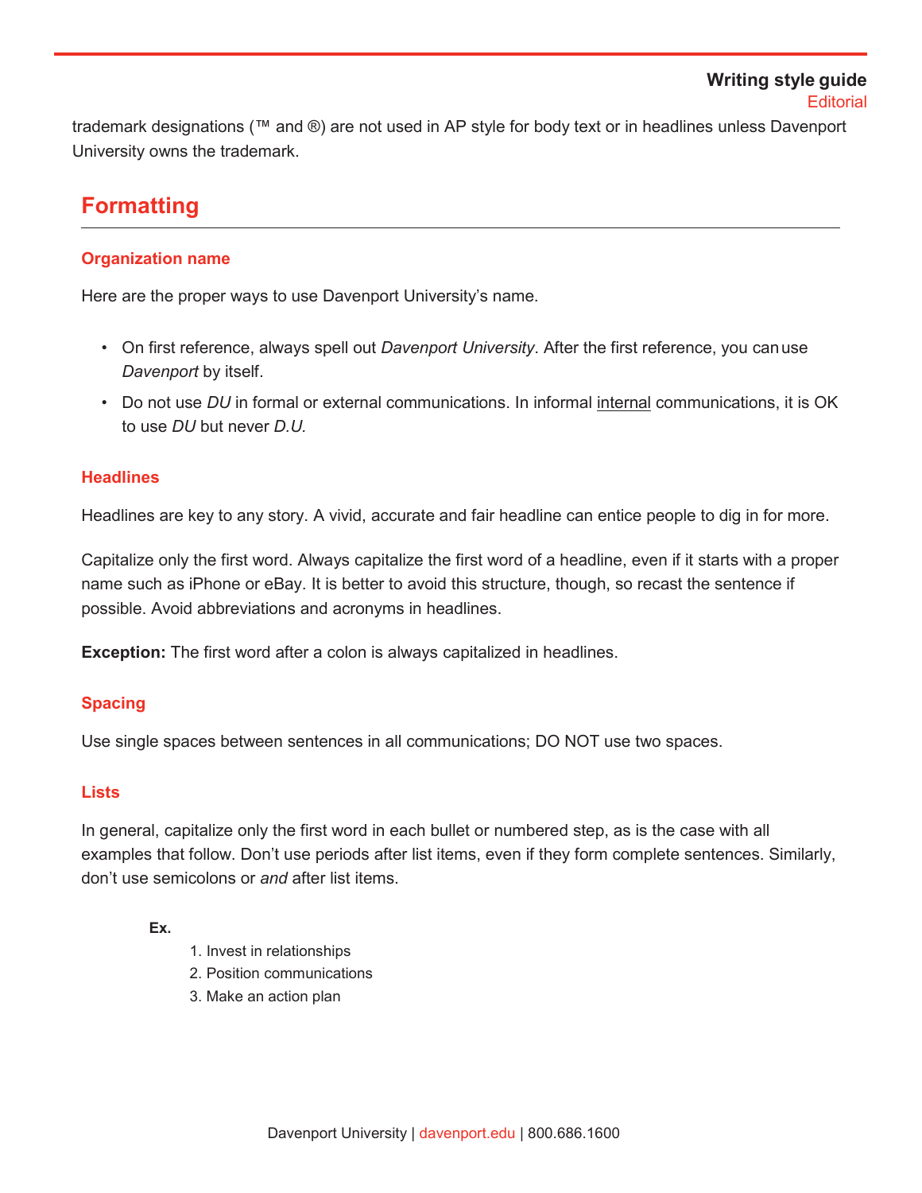trademark designations (™ and ®) are not used in AP style for body text or in headlines unless Davenport University owns the trademark.

## Formatting

### Organization name

Here are the proper ways to use Davenport University's name.

- On first reference, always spell out *Davenport University*. After the first reference, you can use *Davenport* by itself.
- Do not use *DU* in formal or external communications. In informal internal communications, it is OK to use *DU* but never *D.U.*

### Headlines

Headlines are key to any story. A vivid, accurate and fair headline can entice people to dig in for more.

Capitalize only the first word. Always capitalize the first word of a headline, even if it starts with a proper name such as iPhone or eBay. It is better to avoid this structure, though, so recast the sentence if possible. Avoid abbreviations and acronyms in headlines.

**Exception:** The first word after a colon is always capitalized in headlines.

### Spacing

Use single spaces between sentences in all communications; DO NOT use two spaces.

### Lists

In general, capitalize only the first word in each bullet or numbered step, as is the case with all examples that follow. Don't use periods after list items, even if they form complete sentences. Similarly, don't use semicolons or *and* after list items.

**Ex.**

1. Invest in relationships
2. Position communications
3. Make an action plan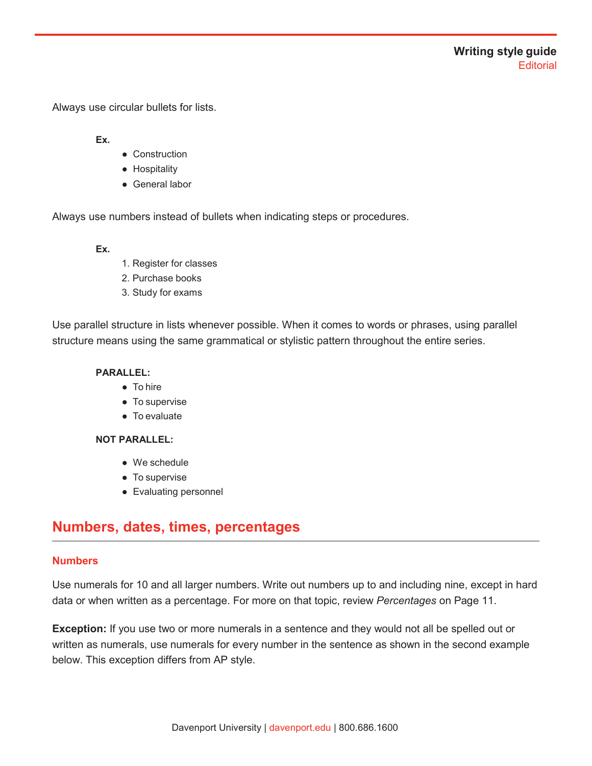Always use circular bullets for lists.

**Ex.**

- Construction
- Hospitality
- General labor

Always use numbers instead of bullets when indicating steps or procedures.

**Ex.**

1. Register for classes
2. Purchase books
3. Study for exams

Use parallel structure in lists whenever possible. When it comes to words or phrases, using parallel structure means using the same grammatical or stylistic pattern throughout the entire series.

**PARALLEL:**

- To hire
- To supervise
- To evaluate

**NOT PARALLEL:**

- We schedule
- To supervise
- Evaluating personnel

## Numbers, dates, times, percentages

### Numbers

Use numerals for 10 and all larger numbers. Write out numbers up to and including nine, except in hard data or when written as a percentage. For more on that topic, review *Percentages* on Page 11.

**Exception:** If you use two or more numerals in a sentence and they would not all be spelled out or written as numerals, use numerals for every number in the sentence as shown in the second example below. This exception differs from AP style.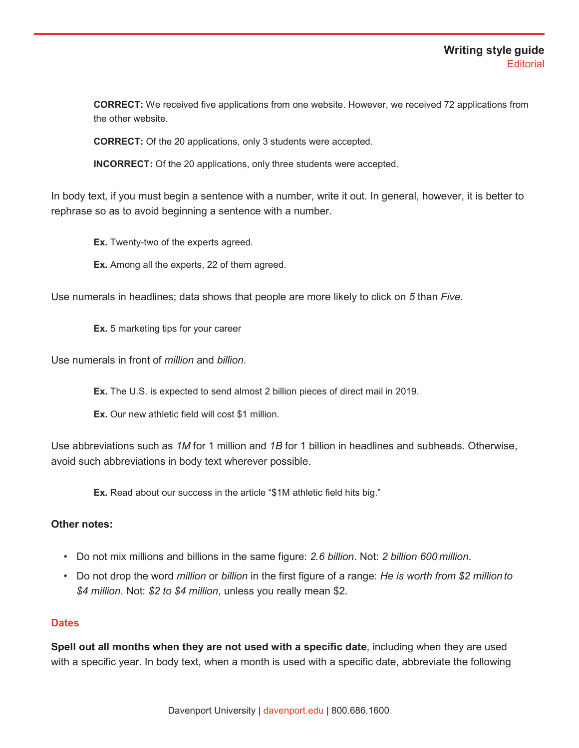**CORRECT:** We received five applications from one website. However, we received 72 applications from the other website.

**CORRECT:** Of the 20 applications, only 3 students were accepted.

**INCORRECT:** Of the 20 applications, only three students were accepted.

In body text, if you must begin a sentence with a number, write it out. In general, however, it is better to rephrase so as to avoid beginning a sentence with a number.

**Ex.** Twenty-two of the experts agreed.

**Ex.** Among all the experts, 22 of them agreed.

Use numerals in headlines; data shows that people are more likely to click on *5* than *Five*.

**Ex.** 5 marketing tips for your career

Use numerals in front of *million* and *billion*.

**Ex.** The U.S. is expected to send almost 2 billion pieces of direct mail in 2019.

**Ex.** Our new athletic field will cost $1 million.

Use abbreviations such as *1M* for 1 million and *1B* for 1 billion in headlines and subheads. Otherwise, avoid such abbreviations in body text wherever possible.

**Ex.** Read about our success in the article "$1M athletic field hits big."

**Other notes:**

- Do not mix millions and billions in the same figure: *2.6 billion*. Not: *2 billion 600 million*.
- Do not drop the word *million* or *billion* in the first figure of a range: *He is worth from $2 million to $4 million*. Not: *$2 to $4 million*, unless you really mean $2.

## Dates

**Spell out all months when they are not used with a specific date**, including when they are used with a specific year. In body text, when a month is used with a specific date, abbreviate the following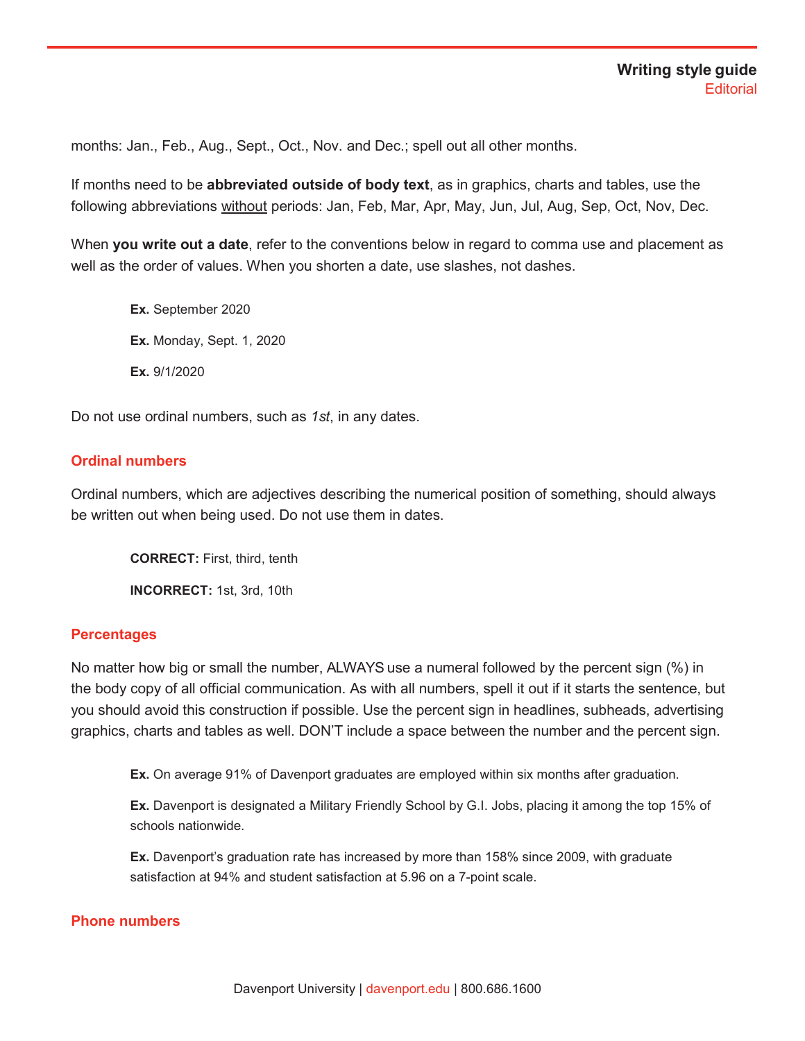months: Jan., Feb., Aug., Sept., Oct., Nov. and Dec.; spell out all other months.

If months need to be **abbreviated outside of body text**, as in graphics, charts and tables, use the following abbreviations <u>without</u> periods: Jan, Feb, Mar, Apr, May, Jun, Jul, Aug, Sep, Oct, Nov, Dec.

When **you write out a date**, refer to the conventions below in regard to comma use and placement as well as the order of values. When you shorten a date, use slashes, not dashes.

> **Ex.** September 2020
>
> **Ex.** Monday, Sept. 1, 2020
>
> **Ex.** 9/1/2020

Do not use ordinal numbers, such as *1st*, in any dates.

### Ordinal numbers

Ordinal numbers, which are adjectives describing the numerical position of something, should always be written out when being used. Do not use them in dates.

> **CORRECT:** First, third, tenth
>
> **INCORRECT:** 1st, 3rd, 10th

### Percentages

No matter how big or small the number, ALWAYS use a numeral followed by the percent sign (%) in the body copy of all official communication. As with all numbers, spell it out if it starts the sentence, but you should avoid this construction if possible. Use the percent sign in headlines, subheads, advertising graphics, charts and tables as well. DON'T include a space between the number and the percent sign.

> **Ex.** On average 91% of Davenport graduates are employed within six months after graduation.
>
> **Ex.** Davenport is designated a Military Friendly School by G.I. Jobs, placing it among the top 15% of schools nationwide.
>
> **Ex.** Davenport's graduation rate has increased by more than 158% since 2009, with graduate satisfaction at 94% and student satisfaction at 5.96 on a 7-point scale.

### Phone numbers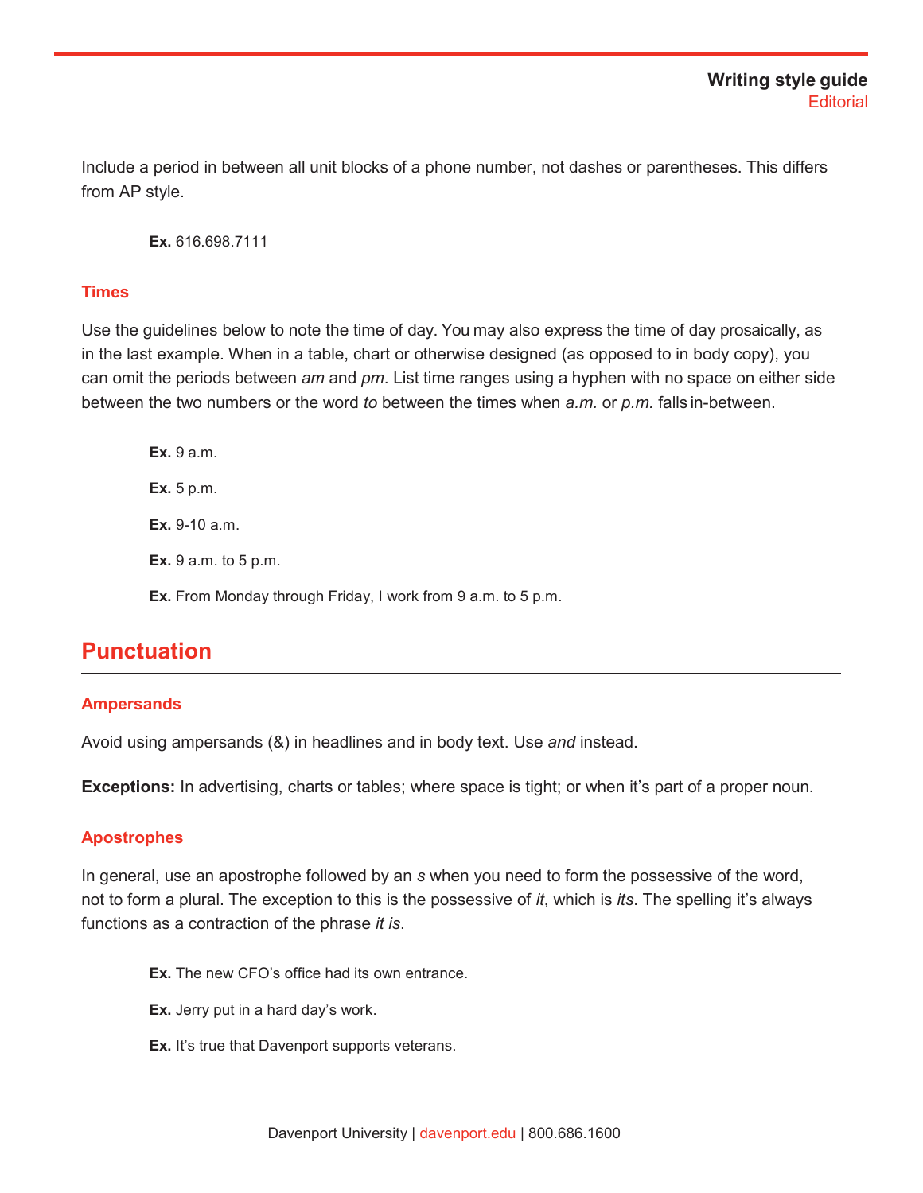Include a period in between all unit blocks of a phone number, not dashes or parentheses. This differs from AP style.

> **Ex.** 616.698.7111

### Times

Use the guidelines below to note the time of day. You may also express the time of day prosaically, as in the last example. When in a table, chart or otherwise designed (as opposed to in body copy), you can omit the periods between *am* and *pm*. List time ranges using a hyphen with no space on either side between the two numbers or the word *to* between the times when *a.m.* or *p.m.* falls in-between.

> **Ex.** 9 a.m.
>
> **Ex.** 5 p.m.
>
> **Ex.** 9-10 a.m.
>
> **Ex.** 9 a.m. to 5 p.m.
>
> **Ex.** From Monday through Friday, I work from 9 a.m. to 5 p.m.

## Punctuation

### Ampersands

Avoid using ampersands (&) in headlines and in body text. Use *and* instead.

**Exceptions:** In advertising, charts or tables; where space is tight; or when it's part of a proper noun.

### Apostrophes

In general, use an apostrophe followed by an *s* when you need to form the possessive of the word, not to form a plural. The exception to this is the possessive of *it*, which is *its*. The spelling it's always functions as a contraction of the phrase *it is*.

> **Ex.** The new CFO's office had its own entrance.
>
> **Ex.** Jerry put in a hard day's work.
>
> **Ex.** It's true that Davenport supports veterans.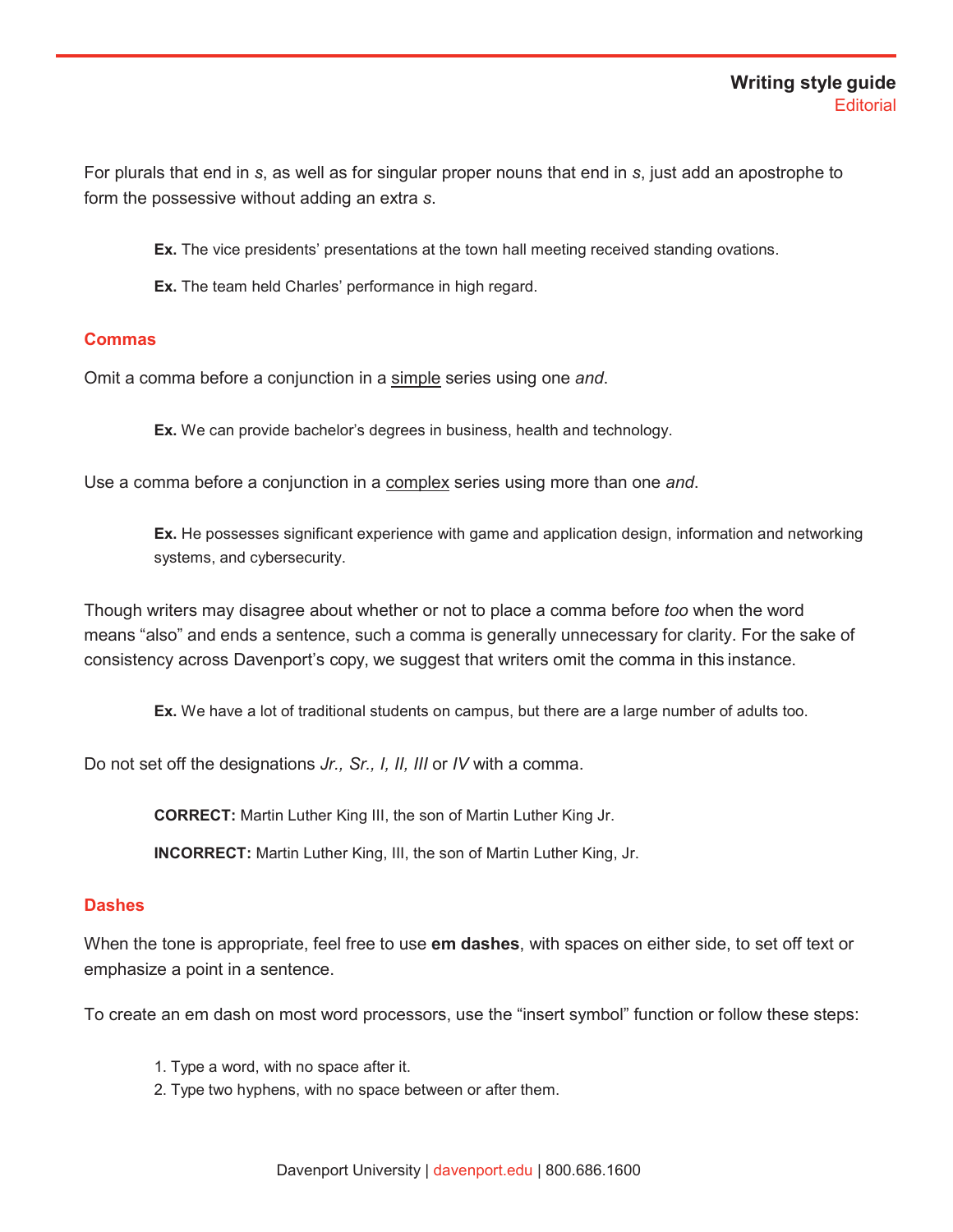For plurals that end in *s*, as well as for singular proper nouns that end in *s*, just add an apostrophe to form the possessive without adding an extra *s*.

> **Ex.** The vice presidents' presentations at the town hall meeting received standing ovations.
>
> **Ex.** The team held Charles' performance in high regard.

### Commas

Omit a comma before a conjunction in a <u>simple</u> series using one *and*.

> **Ex.** We can provide bachelor's degrees in business, health and technology.

Use a comma before a conjunction in a <u>complex</u> series using more than one *and*.

> **Ex.** He possesses significant experience with game and application design, information and networking systems, and cybersecurity.

Though writers may disagree about whether or not to place a comma before *too* when the word means "also" and ends a sentence, such a comma is generally unnecessary for clarity. For the sake of consistency across Davenport's copy, we suggest that writers omit the comma in this instance.

> **Ex.** We have a lot of traditional students on campus, but there are a large number of adults too.

Do not set off the designations *Jr., Sr., I, II, III* or *IV* with a comma.

> **CORRECT:** Martin Luther King III, the son of Martin Luther King Jr.
>
> **INCORRECT:** Martin Luther King, III, the son of Martin Luther King, Jr.

### Dashes

When the tone is appropriate, feel free to use **em dashes**, with spaces on either side, to set off text or emphasize a point in a sentence.

To create an em dash on most word processors, use the "insert symbol" function or follow these steps:

1. Type a word, with no space after it.
2. Type two hyphens, with no space between or after them.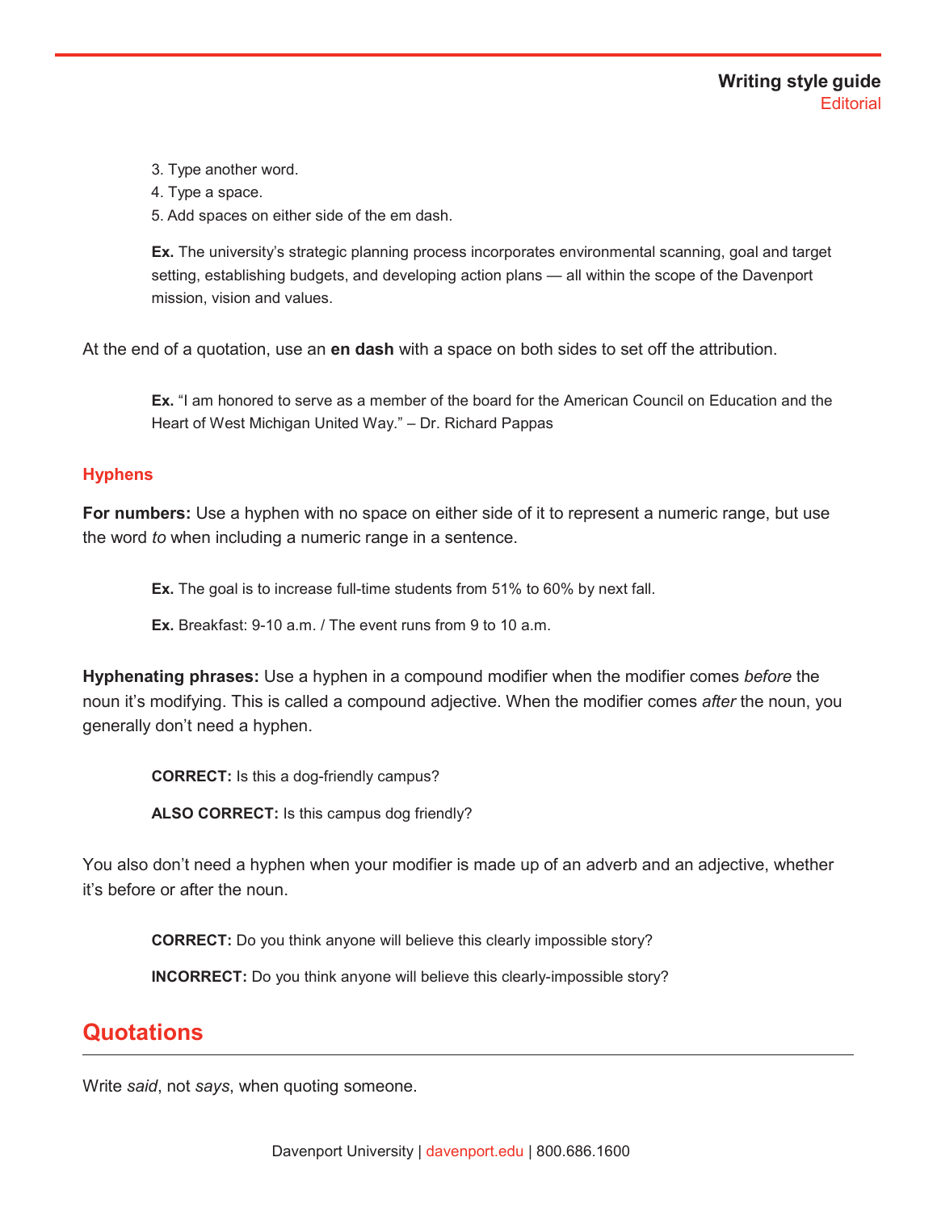3. Type another word.
4. Type a space.
5. Add spaces on either side of the em dash.

> **Ex.** The university's strategic planning process incorporates environmental scanning, goal and target setting, establishing budgets, and developing action plans — all within the scope of the Davenport mission, vision and values.

At the end of a quotation, use an **en dash** with a space on both sides to set off the attribution.

> **Ex.** "I am honored to serve as a member of the board for the American Council on Education and the Heart of West Michigan United Way." – Dr. Richard Pappas

### Hyphens

**For numbers:** Use a hyphen with no space on either side of it to represent a numeric range, but use the word *to* when including a numeric range in a sentence.

> **Ex.** The goal is to increase full-time students from 51% to 60% by next fall.
>
> **Ex.** Breakfast: 9-10 a.m. / The event runs from 9 to 10 a.m.

**Hyphenating phrases:** Use a hyphen in a compound modifier when the modifier comes *before* the noun it's modifying. This is called a compound adjective. When the modifier comes *after* the noun, you generally don't need a hyphen.

> **CORRECT:** Is this a dog-friendly campus?
>
> **ALSO CORRECT:** Is this campus dog friendly?

You also don't need a hyphen when your modifier is made up of an adverb and an adjective, whether it's before or after the noun.

> **CORRECT:** Do you think anyone will believe this clearly impossible story?
>
> **INCORRECT:** Do you think anyone will believe this clearly-impossible story?

## Quotations

Write *said*, not *says*, when quoting someone.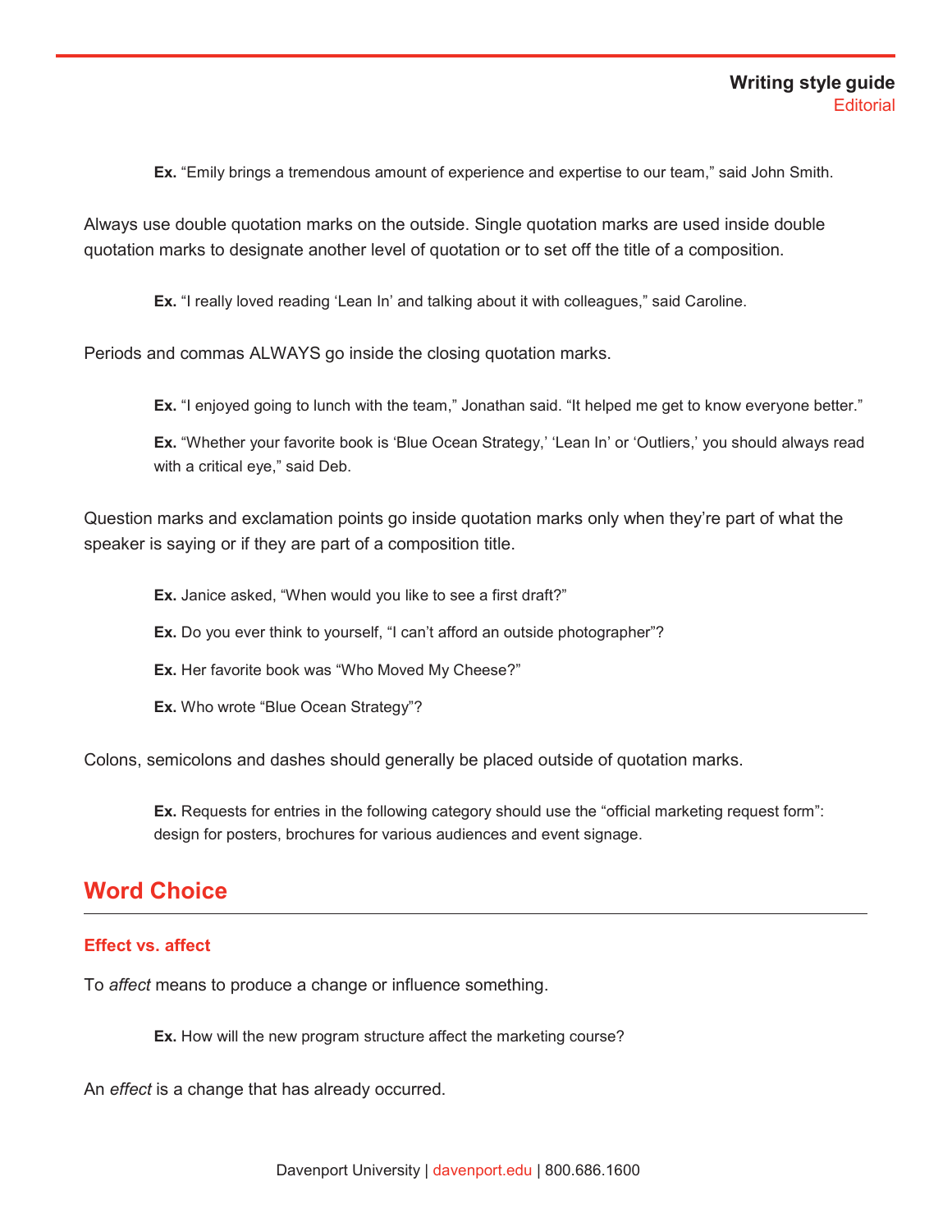**Ex.** “Emily brings a tremendous amount of experience and expertise to our team,” said John Smith.

Always use double quotation marks on the outside. Single quotation marks are used inside double quotation marks to designate another level of quotation or to set off the title of a composition.

**Ex.** “I really loved reading ‘Lean In’ and talking about it with colleagues,” said Caroline.

Periods and commas ALWAYS go inside the closing quotation marks.

**Ex.** “I enjoyed going to lunch with the team,” Jonathan said. “It helped me get to know everyone better.”

**Ex.** “Whether your favorite book is ‘Blue Ocean Strategy,’ ‘Lean In’ or ‘Outliers,’ you should always read with a critical eye,” said Deb.

Question marks and exclamation points go inside quotation marks only when they’re part of what the speaker is saying or if they are part of a composition title.

**Ex.** Janice asked, “When would you like to see a first draft?”

**Ex.** Do you ever think to yourself, “I can’t afford an outside photographer”?

**Ex.** Her favorite book was “Who Moved My Cheese?”

**Ex.** Who wrote “Blue Ocean Strategy”?

Colons, semicolons and dashes should generally be placed outside of quotation marks.

**Ex.** Requests for entries in the following category should use the “official marketing request form”: design for posters, brochures for various audiences and event signage.

## Word Choice

### Effect vs. affect

To *affect* means to produce a change or influence something.

**Ex.** How will the new program structure affect the marketing course?

An *effect* is a change that has already occurred.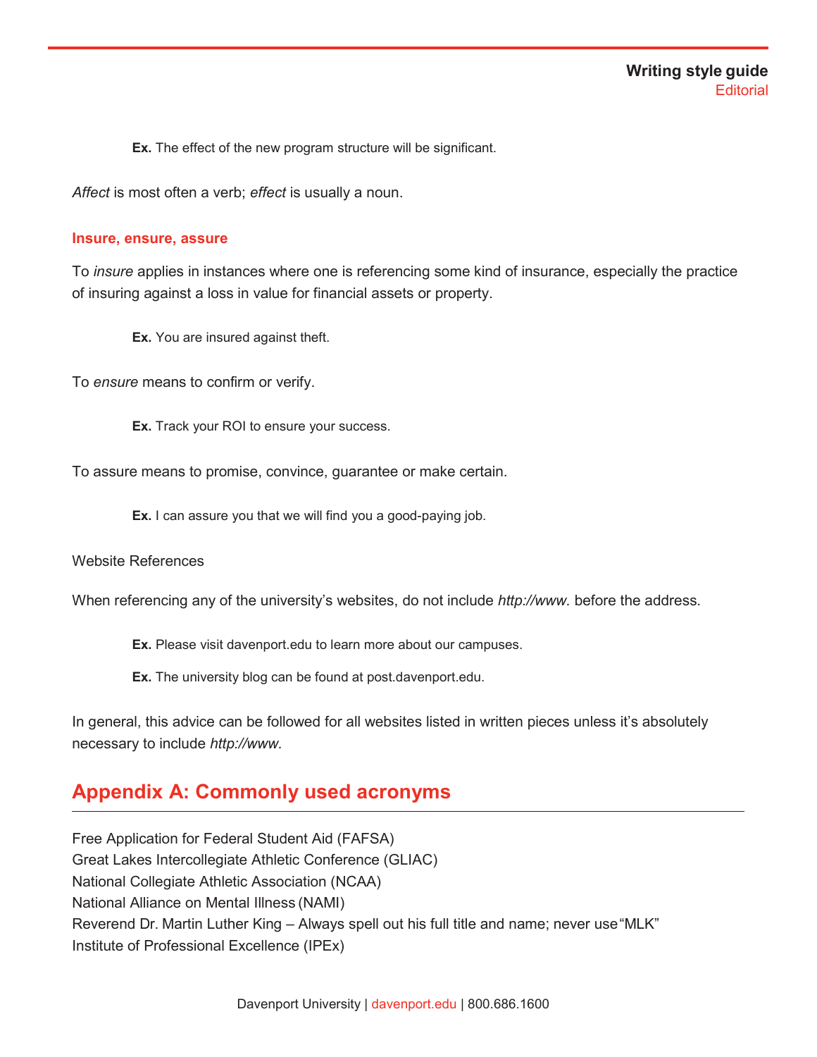**Ex.** The effect of the new program structure will be significant.

*Affect* is most often a verb; *effect* is usually a noun.

### Insure, ensure, assure

To *insure* applies in instances where one is referencing some kind of insurance, especially the practice of insuring against a loss in value for financial assets or property.

> **Ex.** You are insured against theft.

To *ensure* means to confirm or verify.

> **Ex.** Track your ROI to ensure your success.

To assure means to promise, convince, guarantee or make certain.

> **Ex.** I can assure you that we will find you a good-paying job.

Website References

When referencing any of the university's websites, do not include *http://www.* before the address.

> **Ex.** Please visit davenport.edu to learn more about our campuses.
>
> **Ex.** The university blog can be found at post.davenport.edu.

In general, this advice can be followed for all websites listed in written pieces unless it's absolutely necessary to include *http://www.*

## Appendix A: Commonly used acronyms

Free Application for Federal Student Aid (FAFSA)
Great Lakes Intercollegiate Athletic Conference (GLIAC)
National Collegiate Athletic Association (NCAA)
National Alliance on Mental Illness (NAMI)
Reverend Dr. Martin Luther King – Always spell out his full title and name; never use "MLK"
Institute of Professional Excellence (IPEx)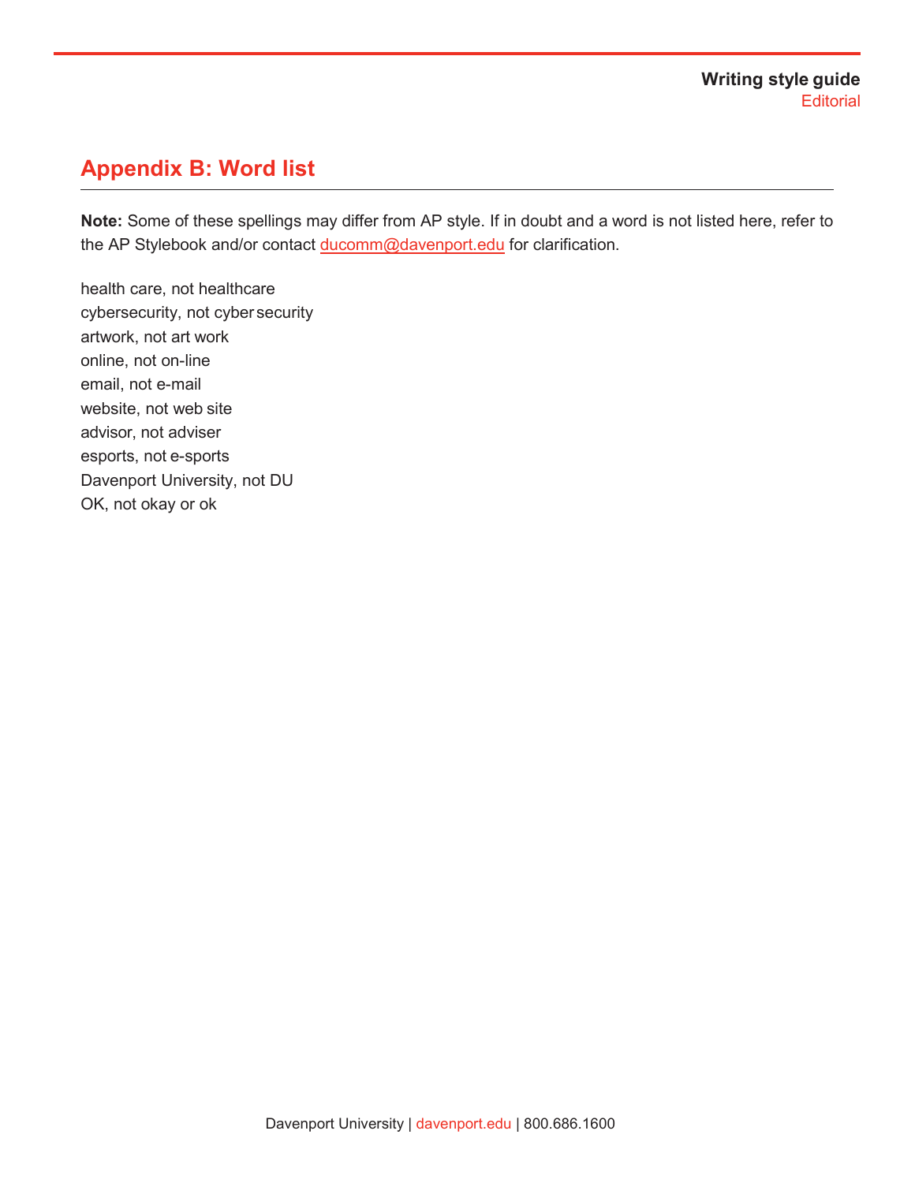## Appendix B: Word list

**Note:** Some of these spellings may differ from AP style. If in doubt and a word is not listed here, refer to the AP Stylebook and/or contact ducomm@davenport.edu for clarification.

health care, not healthcare
cybersecurity, not cyber security
artwork, not art work
online, not on-line
email, not e-mail
website, not web site
advisor, not adviser
esports, not e-sports
Davenport University, not DU
OK, not okay or ok